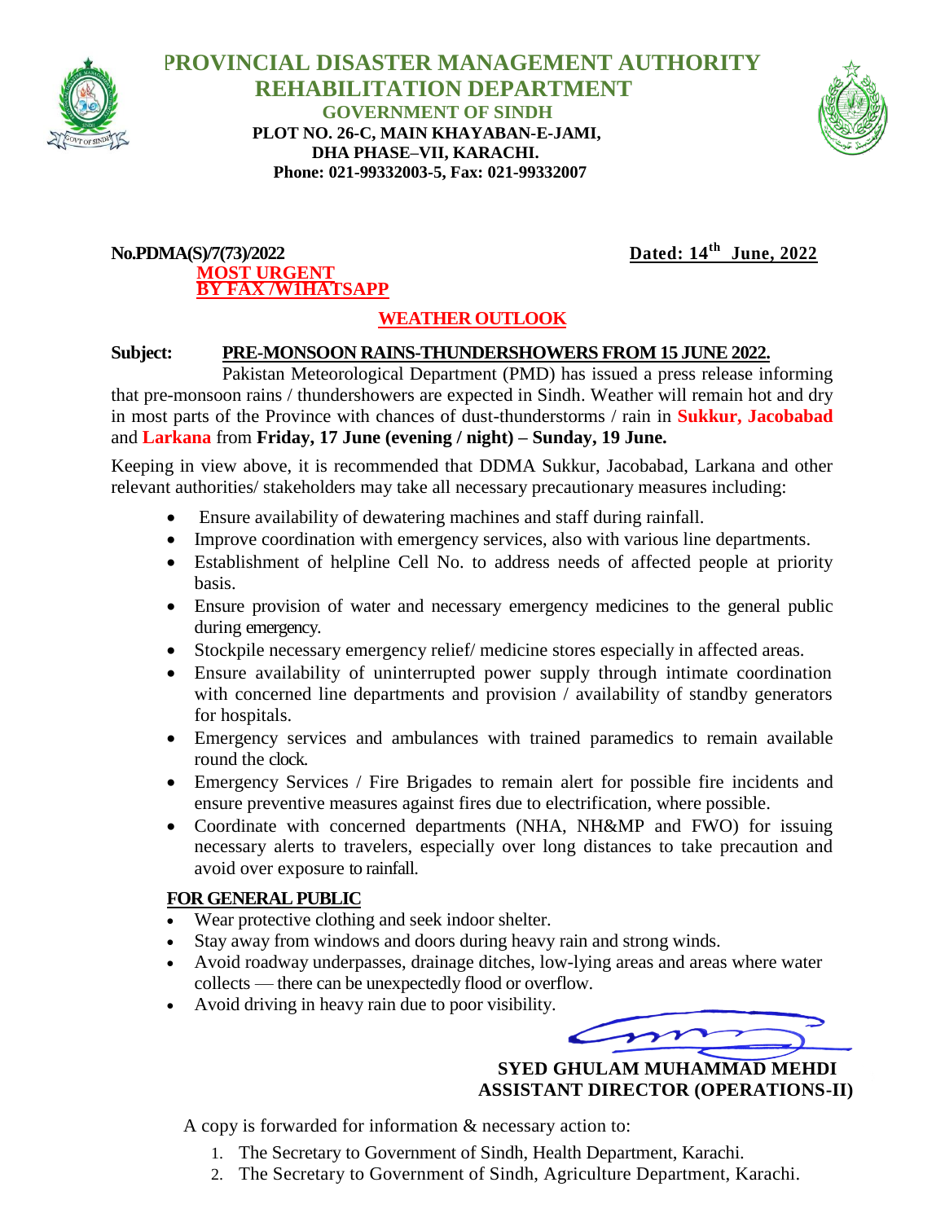# PROVINCIAL DISASTER MANAGEMENT AUTHORITY
## REHABILITATION DEPARTMENT
### GOVERNMENT OF SINDH

**PLOT NO. 26-C, MAIN KHAYABAN-E-JAMI,**
**DHA PHASE–VII, KARACHI.**
**Phone: 021-99332003-5, Fax: 021-99332007**

**No.PDMA(S)/7(73)/2022** **Dated: 14th June, 2022**

**MOST URGENT**
**BY FAX /W1HATSAPP**

**WEATHER OUTLOOK**

**Subject: PRE-MONSOON RAINS-THUNDERSHOWERS FROM 15 JUNE 2022.**

Pakistan Meteorological Department (PMD) has issued a press release informing that pre-monsoon rains / thundershowers are expected in Sindh. Weather will remain hot and dry in most parts of the Province with chances of dust-thunderstorms / rain in **Sukkur, Jacobabad** and **Larkana** from **Friday, 17 June (evening / night) – Sunday, 19 June.**

Keeping in view above, it is recommended that DDMA Sukkur, Jacobabad, Larkana and other relevant authorities/ stakeholders may take all necessary precautionary measures including:

- Ensure availability of dewatering machines and staff during rainfall.
- Improve coordination with emergency services, also with various line departments.
- Establishment of helpline Cell No. to address needs of affected people at priority basis.
- Ensure provision of water and necessary emergency medicines to the general public during emergency.
- Stockpile necessary emergency relief/ medicine stores especially in affected areas.
- Ensure availability of uninterrupted power supply through intimate coordination with concerned line departments and provision / availability of standby generators for hospitals.
- Emergency services and ambulances with trained paramedics to remain available round the clock.
- Emergency Services / Fire Brigades to remain alert for possible fire incidents and ensure preventive measures against fires due to electrification, where possible.
- Coordinate with concerned departments (NHA, NH&MP and FWO) for issuing necessary alerts to travelers, especially over long distances to take precaution and avoid over exposure to rainfall.

**FOR GENERAL PUBLIC**

- Wear protective clothing and seek indoor shelter.
- Stay away from windows and doors during heavy rain and strong winds.
- Avoid roadway underpasses, drainage ditches, low-lying areas and areas where water collects — there can be unexpectedly flood or overflow.
- Avoid driving in heavy rain due to poor visibility.

**SYED GHULAM MUHAMMAD MEHDI**
**ASSISTANT DIRECTOR (OPERATIONS-II)**

A copy is forwarded for information & necessary action to:

1. The Secretary to Government of Sindh, Health Department, Karachi.
2. The Secretary to Government of Sindh, Agriculture Department, Karachi.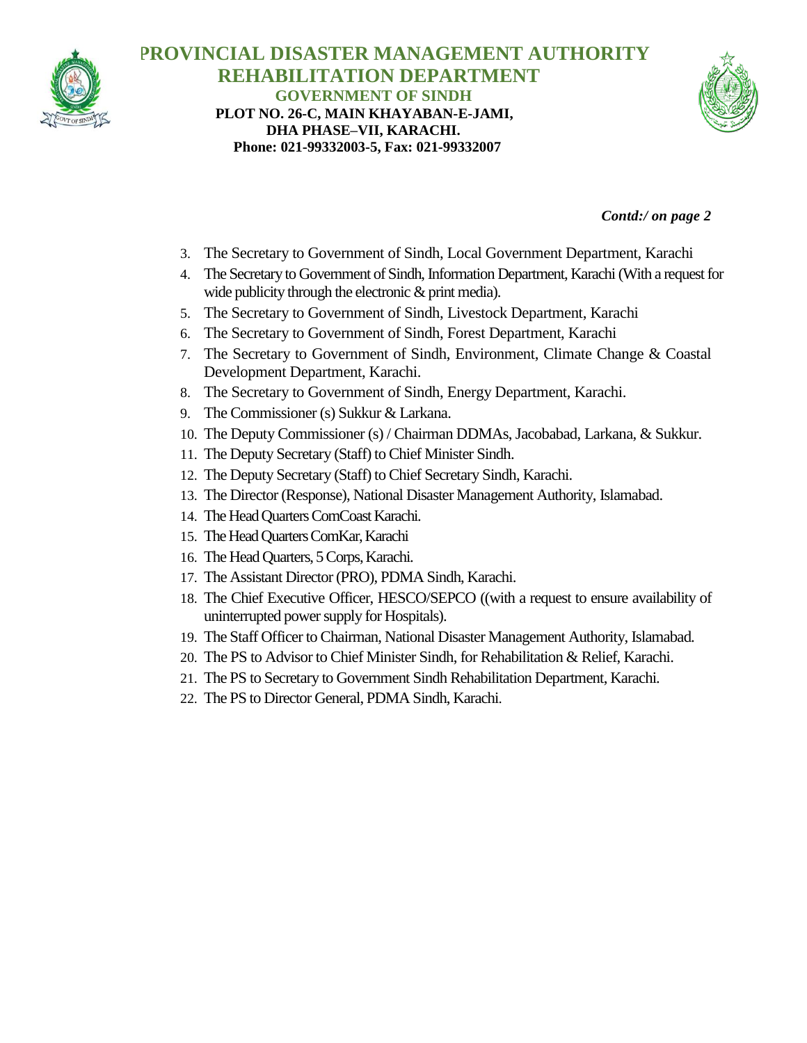# PROVINCIAL DISASTER MANAGEMENT AUTHORITY
## REHABILITATION DEPARTMENT
### GOVERNMENT OF SINDH

**PLOT NO. 26-C, MAIN KHAYABAN-E-JAMI,**
**DHA PHASE–VII, KARACHI.**
**Phone: 021-99332003-5, Fax: 021-99332007**

***Contd:/ on page 2***

3. The Secretary to Government of Sindh, Local Government Department, Karachi
4. The Secretary to Government of Sindh, Information Department, Karachi (With a request for wide publicity through the electronic & print media).
5. The Secretary to Government of Sindh, Livestock Department, Karachi
6. The Secretary to Government of Sindh, Forest Department, Karachi
7. The Secretary to Government of Sindh, Environment, Climate Change & Coastal Development Department, Karachi.
8. The Secretary to Government of Sindh, Energy Department, Karachi.
9. The Commissioner (s) Sukkur & Larkana.
10. The Deputy Commissioner (s) / Chairman DDMAs, Jacobabad, Larkana, & Sukkur.
11. The Deputy Secretary (Staff) to Chief Minister Sindh.
12. The Deputy Secretary (Staff) to Chief Secretary Sindh, Karachi.
13. The Director (Response), National Disaster Management Authority, Islamabad.
14. The Head Quarters ComCoast Karachi.
15. The Head Quarters ComKar, Karachi
16. The Head Quarters, 5 Corps, Karachi.
17. The Assistant Director (PRO), PDMA Sindh, Karachi.
18. The Chief Executive Officer, HESCO/SEPCO ((with a request to ensure availability of uninterrupted power supply for Hospitals).
19. The Staff Officer to Chairman, National Disaster Management Authority, Islamabad.
20. The PS to Advisor to Chief Minister Sindh, for Rehabilitation & Relief, Karachi.
21. The PS to Secretary to Government Sindh Rehabilitation Department, Karachi.
22. The PS to Director General, PDMA Sindh, Karachi.